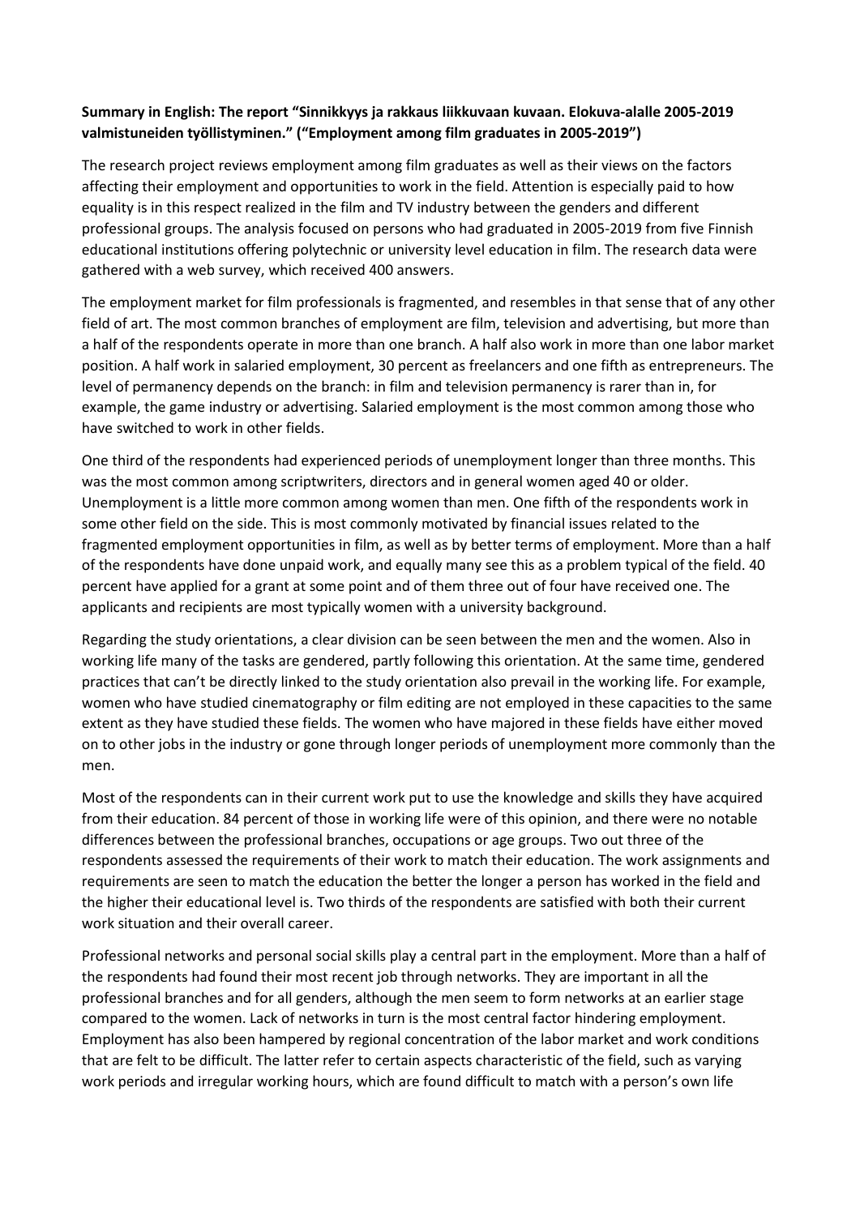**Summary in English: The report "Sinnikkyys ja rakkaus liikkuvaan kuvaan. Elokuva-alalle 2005-2019 valmistuneiden työllistyminen." ("Employment among film graduates in 2005-2019")**

The research project reviews employment among film graduates as well as their views on the factors affecting their employment and opportunities to work in the field. Attention is especially paid to how equality is in this respect realized in the film and TV industry between the genders and different professional groups. The analysis focused on persons who had graduated in 2005-2019 from five Finnish educational institutions offering polytechnic or university level education in film. The research data were gathered with a web survey, which received 400 answers.

The employment market for film professionals is fragmented, and resembles in that sense that of any other field of art. The most common branches of employment are film, television and advertising, but more than a half of the respondents operate in more than one branch. A half also work in more than one labor market position. A half work in salaried employment, 30 percent as freelancers and one fifth as entrepreneurs. The level of permanency depends on the branch: in film and television permanency is rarer than in, for example, the game industry or advertising. Salaried employment is the most common among those who have switched to work in other fields.

One third of the respondents had experienced periods of unemployment longer than three months. This was the most common among scriptwriters, directors and in general women aged 40 or older. Unemployment is a little more common among women than men. One fifth of the respondents work in some other field on the side. This is most commonly motivated by financial issues related to the fragmented employment opportunities in film, as well as by better terms of employment. More than a half of the respondents have done unpaid work, and equally many see this as a problem typical of the field. 40 percent have applied for a grant at some point and of them three out of four have received one. The applicants and recipients are most typically women with a university background.

Regarding the study orientations, a clear division can be seen between the men and the women. Also in working life many of the tasks are gendered, partly following this orientation. At the same time, gendered practices that can't be directly linked to the study orientation also prevail in the working life. For example, women who have studied cinematography or film editing are not employed in these capacities to the same extent as they have studied these fields. The women who have majored in these fields have either moved on to other jobs in the industry or gone through longer periods of unemployment more commonly than the men.

Most of the respondents can in their current work put to use the knowledge and skills they have acquired from their education. 84 percent of those in working life were of this opinion, and there were no notable differences between the professional branches, occupations or age groups. Two out three of the respondents assessed the requirements of their work to match their education. The work assignments and requirements are seen to match the education the better the longer a person has worked in the field and the higher their educational level is. Two thirds of the respondents are satisfied with both their current work situation and their overall career.

Professional networks and personal social skills play a central part in the employment. More than a half of the respondents had found their most recent job through networks. They are important in all the professional branches and for all genders, although the men seem to form networks at an earlier stage compared to the women. Lack of networks in turn is the most central factor hindering employment. Employment has also been hampered by regional concentration of the labor market and work conditions that are felt to be difficult. The latter refer to certain aspects characteristic of the field, such as varying work periods and irregular working hours, which are found difficult to match with a person's own life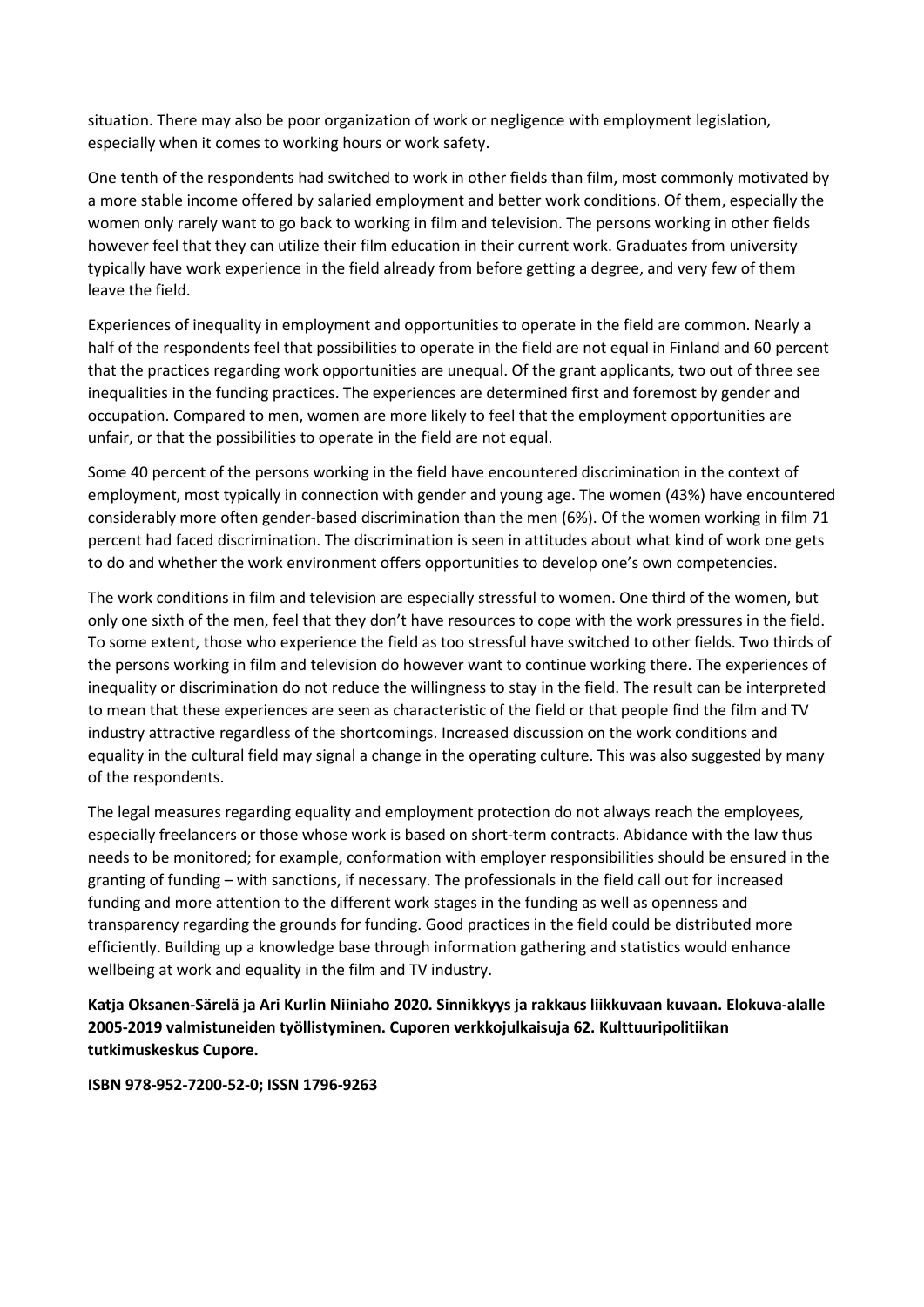situation. There may also be poor organization of work or negligence with employment legislation, especially when it comes to working hours or work safety.

One tenth of the respondents had switched to work in other fields than film, most commonly motivated by a more stable income offered by salaried employment and better work conditions. Of them, especially the women only rarely want to go back to working in film and television. The persons working in other fields however feel that they can utilize their film education in their current work. Graduates from university typically have work experience in the field already from before getting a degree, and very few of them leave the field.

Experiences of inequality in employment and opportunities to operate in the field are common. Nearly a half of the respondents feel that possibilities to operate in the field are not equal in Finland and 60 percent that the practices regarding work opportunities are unequal. Of the grant applicants, two out of three see inequalities in the funding practices. The experiences are determined first and foremost by gender and occupation. Compared to men, women are more likely to feel that the employment opportunities are unfair, or that the possibilities to operate in the field are not equal.

Some 40 percent of the persons working in the field have encountered discrimination in the context of employment, most typically in connection with gender and young age. The women (43%) have encountered considerably more often gender-based discrimination than the men (6%). Of the women working in film 71 percent had faced discrimination. The discrimination is seen in attitudes about what kind of work one gets to do and whether the work environment offers opportunities to develop one's own competencies.

The work conditions in film and television are especially stressful to women. One third of the women, but only one sixth of the men, feel that they don't have resources to cope with the work pressures in the field. To some extent, those who experience the field as too stressful have switched to other fields. Two thirds of the persons working in film and television do however want to continue working there. The experiences of inequality or discrimination do not reduce the willingness to stay in the field. The result can be interpreted to mean that these experiences are seen as characteristic of the field or that people find the film and TV industry attractive regardless of the shortcomings. Increased discussion on the work conditions and equality in the cultural field may signal a change in the operating culture. This was also suggested by many of the respondents.

The legal measures regarding equality and employment protection do not always reach the employees, especially freelancers or those whose work is based on short-term contracts. Abidance with the law thus needs to be monitored; for example, conformation with employer responsibilities should be ensured in the granting of funding – with sanctions, if necessary. The professionals in the field call out for increased funding and more attention to the different work stages in the funding as well as openness and transparency regarding the grounds for funding. Good practices in the field could be distributed more efficiently. Building up a knowledge base through information gathering and statistics would enhance wellbeing at work and equality in the film and TV industry.

**Katja Oksanen-Särelä ja Ari Kurlin Niiniaho 2020. Sinnikkyys ja rakkaus liikkuvaan kuvaan. Elokuva-alalle 2005-2019 valmistuneiden työllistyminen. Cuporen verkkojulkaisuja 62. Kulttuuripolitiikan tutkimuskeskus Cupore.**

**ISBN 978-952-7200-52-0; ISSN 1796-9263**